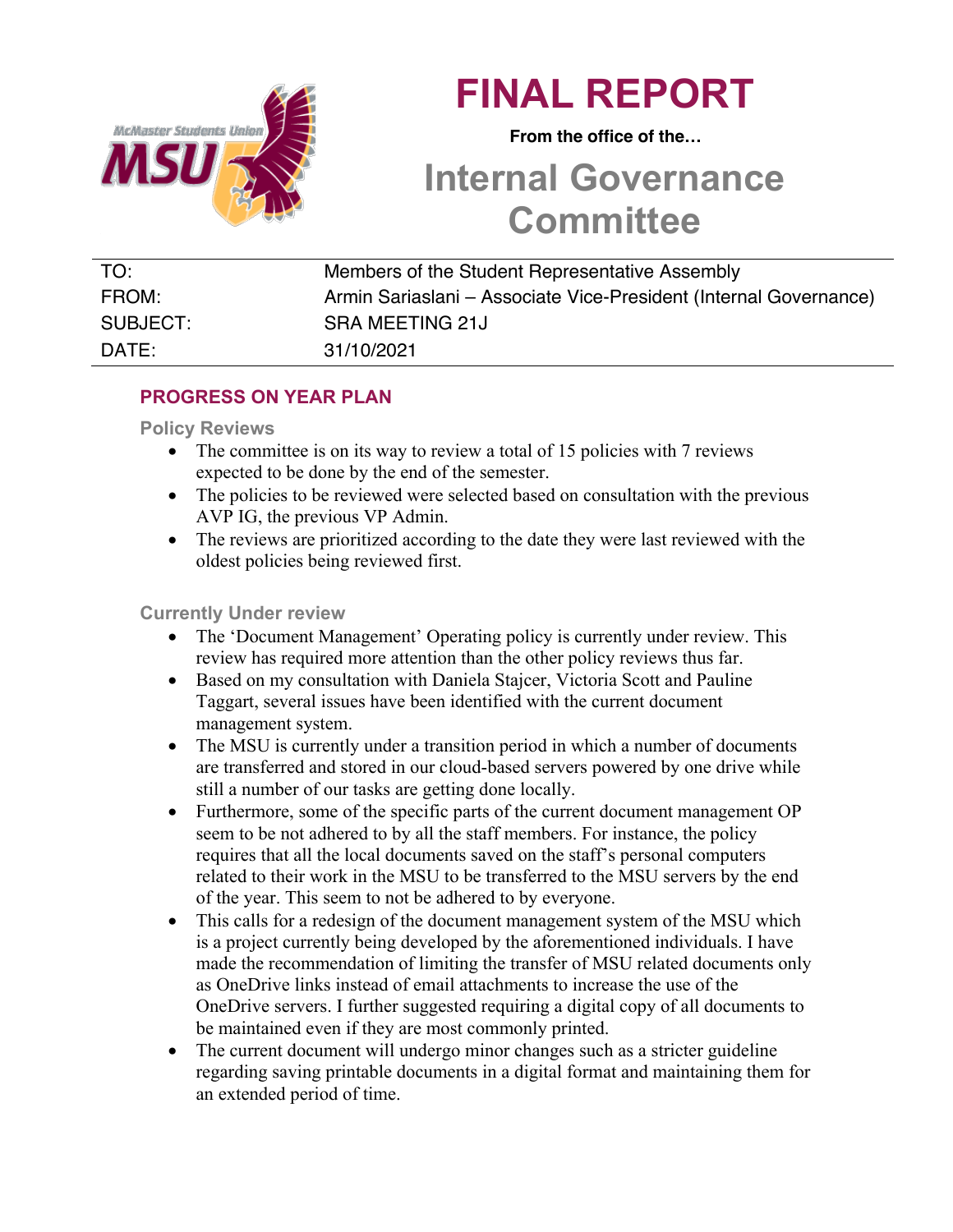# FINAL REPORT

**From the office of the…**

## Internal Governance Committee

| TO: | Members of the Student Representative Assembly |
|---|---|
| FROM: | Armin Sariaslani – Associate Vice-President (Internal Governance) |
| SUBJECT: | SRA MEETING 21J |
| DATE: | 31/10/2021 |

## PROGRESS ON YEAR PLAN

### Policy Reviews

- The committee is on its way to review a total of 15 policies with 7 reviews expected to be done by the end of the semester.
- The policies to be reviewed were selected based on consultation with the previous AVP IG, the previous VP Admin.
- The reviews are prioritized according to the date they were last reviewed with the oldest policies being reviewed first.

### Currently Under review

- The 'Document Management' Operating policy is currently under review. This review has required more attention than the other policy reviews thus far.
- Based on my consultation with Daniela Stajcer, Victoria Scott and Pauline Taggart, several issues have been identified with the current document management system.
- The MSU is currently under a transition period in which a number of documents are transferred and stored in our cloud-based servers powered by one drive while still a number of our tasks are getting done locally.
- Furthermore, some of the specific parts of the current document management OP seem to be not adhered to by all the staff members. For instance, the policy requires that all the local documents saved on the staff's personal computers related to their work in the MSU to be transferred to the MSU servers by the end of the year. This seem to not be adhered to by everyone.
- This calls for a redesign of the document management system of the MSU which is a project currently being developed by the aforementioned individuals. I have made the recommendation of limiting the transfer of MSU related documents only as OneDrive links instead of email attachments to increase the use of the OneDrive servers. I further suggested requiring a digital copy of all documents to be maintained even if they are most commonly printed.
- The current document will undergo minor changes such as a stricter guideline regarding saving printable documents in a digital format and maintaining them for an extended period of time.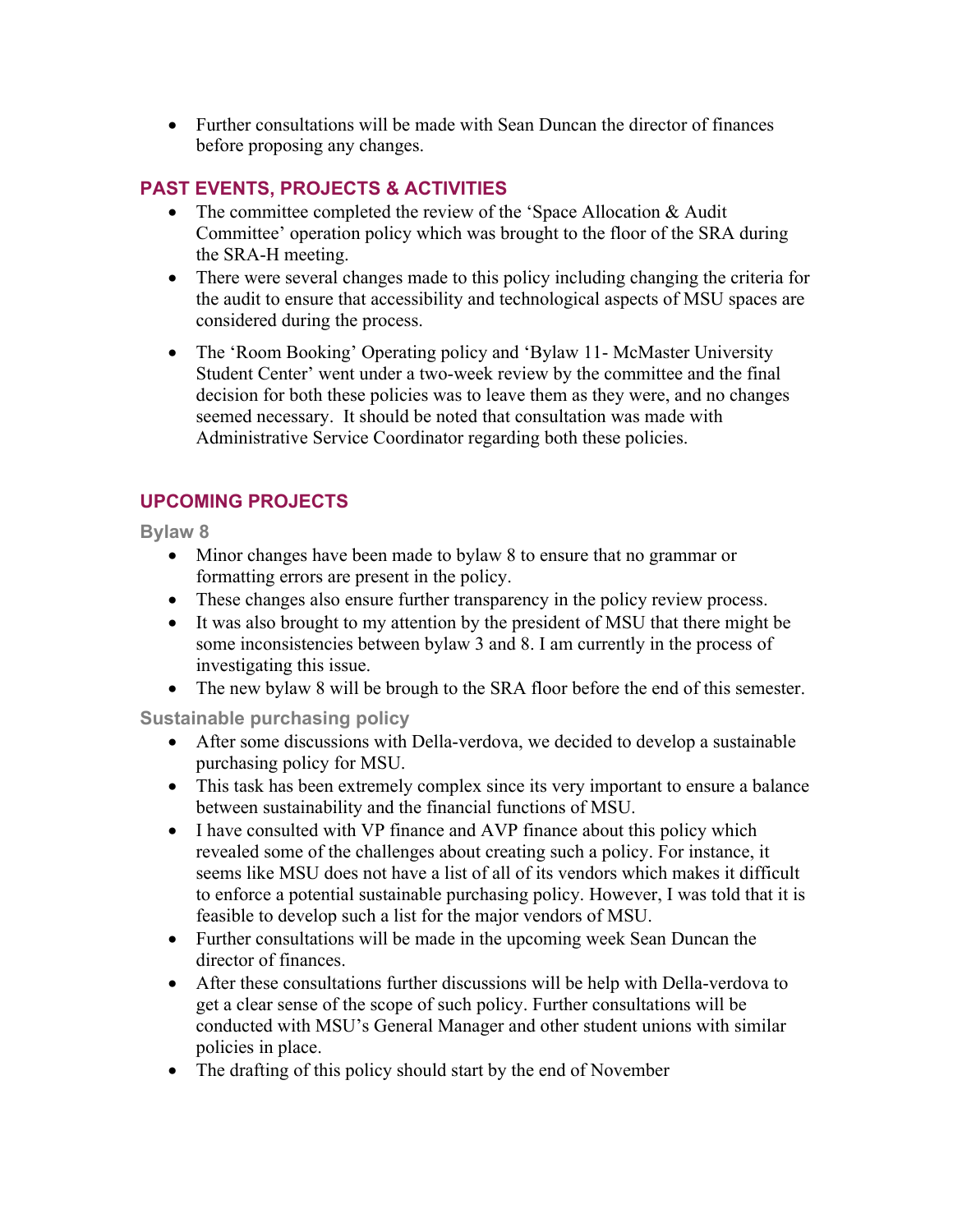- Further consultations will be made with Sean Duncan the director of finances before proposing any changes.

## PAST EVENTS, PROJECTS & ACTIVITIES

- The committee completed the review of the 'Space Allocation & Audit Committee' operation policy which was brought to the floor of the SRA during the SRA-H meeting.
- There were several changes made to this policy including changing the criteria for the audit to ensure that accessibility and technological aspects of MSU spaces are considered during the process.
- The 'Room Booking' Operating policy and 'Bylaw 11- McMaster University Student Center' went under a two-week review by the committee and the final decision for both these policies was to leave them as they were, and no changes seemed necessary. It should be noted that consultation was made with Administrative Service Coordinator regarding both these policies.

## UPCOMING PROJECTS

### Bylaw 8

- Minor changes have been made to bylaw 8 to ensure that no grammar or formatting errors are present in the policy.
- These changes also ensure further transparency in the policy review process.
- It was also brought to my attention by the president of MSU that there might be some inconsistencies between bylaw 3 and 8. I am currently in the process of investigating this issue.
- The new bylaw 8 will be brough to the SRA floor before the end of this semester.

### Sustainable purchasing policy

- After some discussions with Della-verdova, we decided to develop a sustainable purchasing policy for MSU.
- This task has been extremely complex since its very important to ensure a balance between sustainability and the financial functions of MSU.
- I have consulted with VP finance and AVP finance about this policy which revealed some of the challenges about creating such a policy. For instance, it seems like MSU does not have a list of all of its vendors which makes it difficult to enforce a potential sustainable purchasing policy. However, I was told that it is feasible to develop such a list for the major vendors of MSU.
- Further consultations will be made in the upcoming week Sean Duncan the director of finances.
- After these consultations further discussions will be help with Della-verdova to get a clear sense of the scope of such policy. Further consultations will be conducted with MSU's General Manager and other student unions with similar policies in place.
- The drafting of this policy should start by the end of November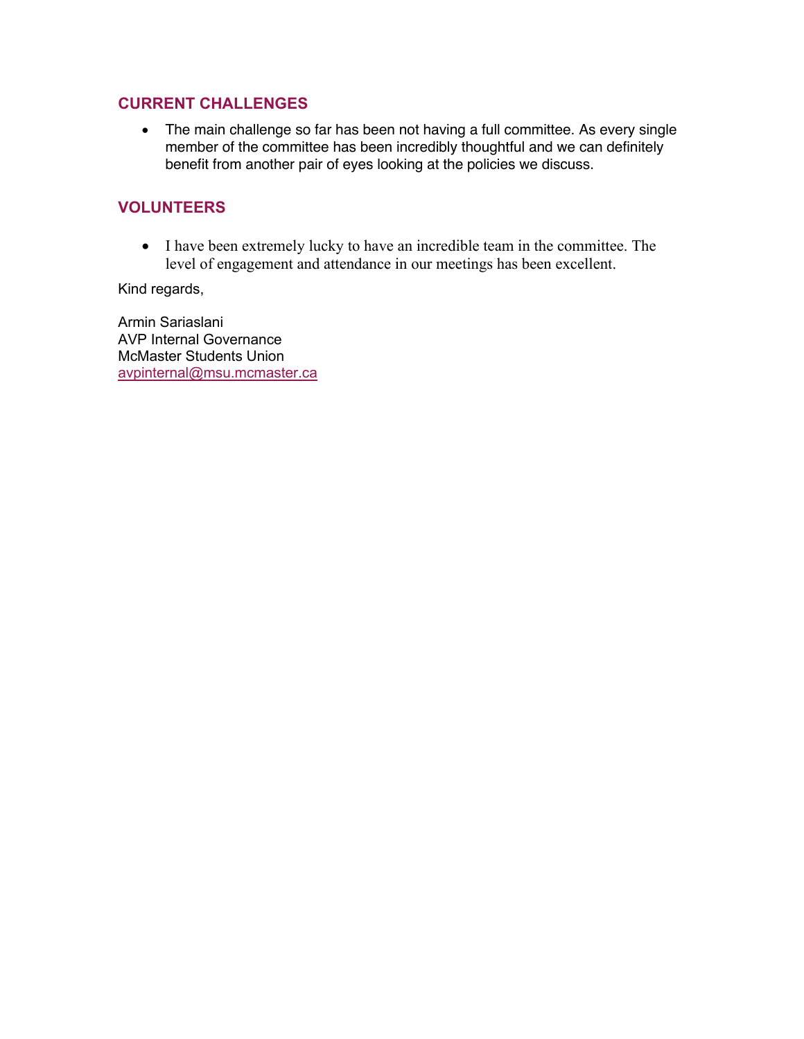## CURRENT CHALLENGES

- The main challenge so far has been not having a full committee. As every single member of the committee has been incredibly thoughtful and we can definitely benefit from another pair of eyes looking at the policies we discuss.

## VOLUNTEERS

- I have been extremely lucky to have an incredible team in the committee. The level of engagement and attendance in our meetings has been excellent.

Kind regards,

Armin Sariaslani
AVP Internal Governance
McMaster Students Union
avpinternal@msu.mcmaster.ca